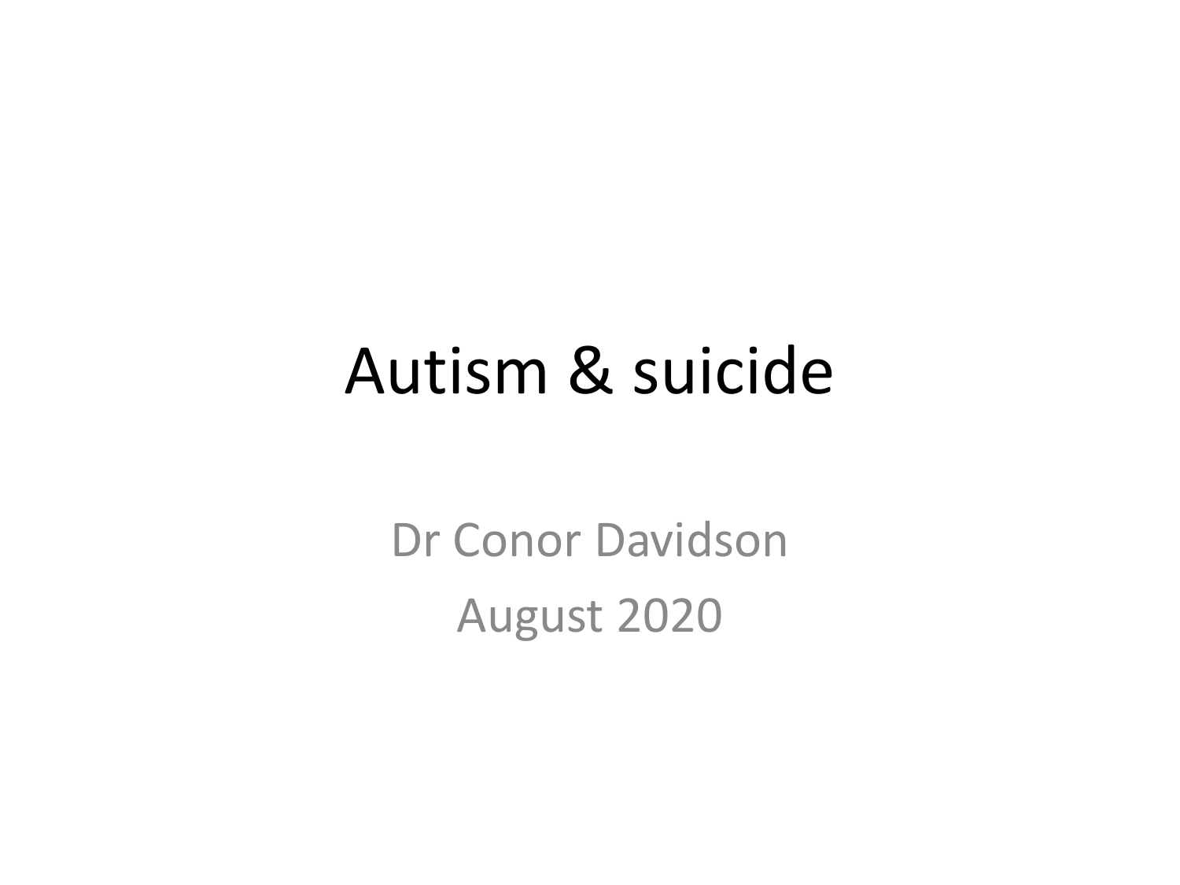# Autism & suicide

Dr Conor Davidson

August 2020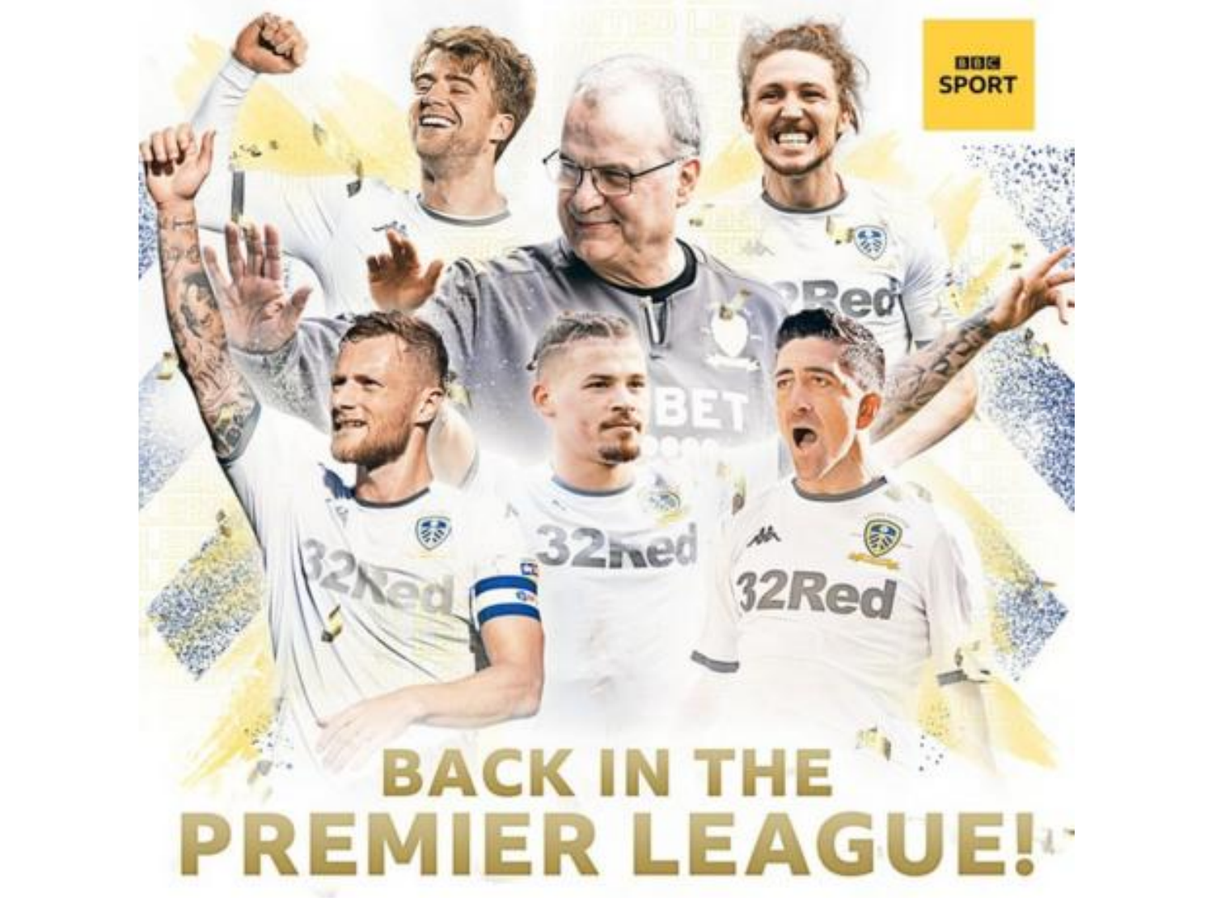# BACK IN THE PREMIER LEAGUE!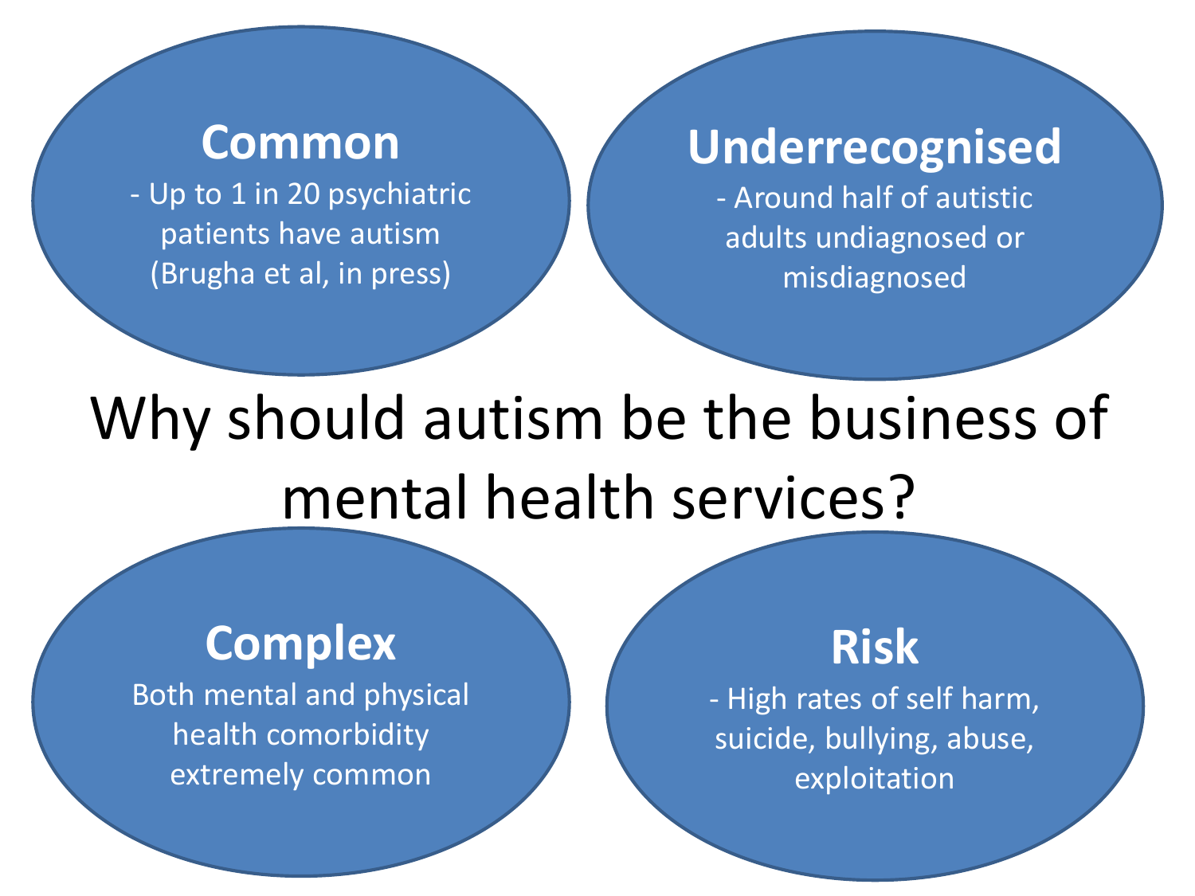# Why should autism be the business of mental health services?

## Common

- Up to 1 in 20 psychiatric patients have autism (Brugha et al, in press)

## Underrecognised

- Around half of autistic adults undiagnosed or misdiagnosed

## Complex

Both mental and physical health comorbidity extremely common

## Risk

- High rates of self harm, suicide, bullying, abuse, exploitation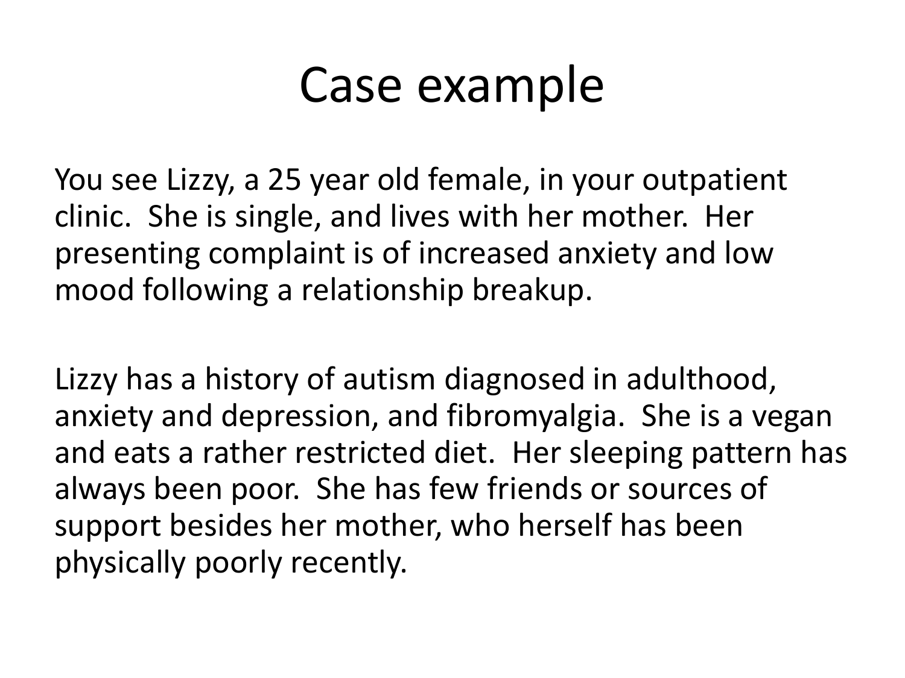# Case example

You see Lizzy, a 25 year old female, in your outpatient clinic. She is single, and lives with her mother. Her presenting complaint is of increased anxiety and low mood following a relationship breakup.

Lizzy has a history of autism diagnosed in adulthood, anxiety and depression, and fibromyalgia. She is a vegan and eats a rather restricted diet. Her sleeping pattern has always been poor. She has few friends or sources of support besides her mother, who herself has been physically poorly recently.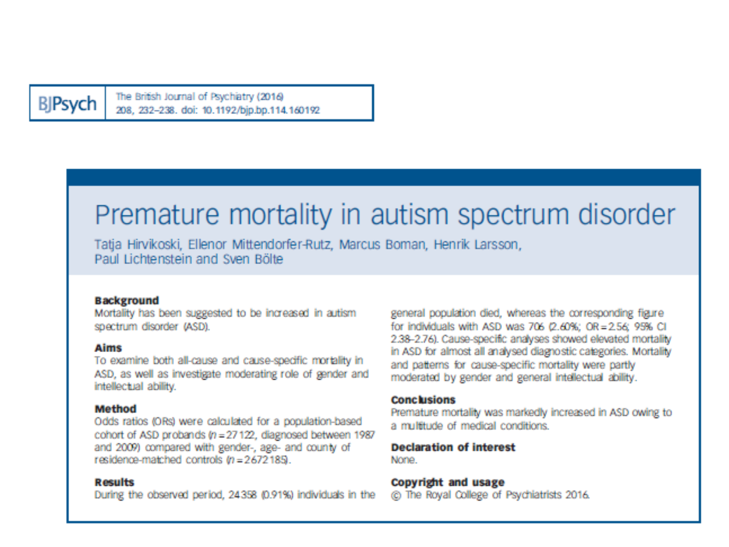BJPsych

The British Journal of Psychiatry (2016) 208, 232–238. doi: 10.1192/bjp.bp.114.160192

# Premature mortality in autism spectrum disorder

Tatja Hirvikoski, Ellenor Mittendorfer-Rutz, Marcus Boman, Henrik Larsson, Paul Lichtenstein and Sven Bölte

**Background**

Mortality has been suggested to be increased in autism spectrum disorder (ASD).

**Aims**

To examine both all-cause and cause-specific mortality in ASD, as well as investigate moderating role of gender and intellectual ability.

**Method**

Odds ratios (ORs) were calculated for a population-based cohort of ASD probands ($n = 27\,122$, diagnosed between 1987 and 2009) compared with gender-, age- and county of residence-matched controls ($n = 2\,672\,185$).

**Results**

During the observed period, 24 358 (0.91%) individuals in the general population died, whereas the corresponding figure for individuals with ASD was 706 (2.60%; OR = 2.56; 95% CI 2.38–2.76). Cause-specific analyses showed elevated mortality in ASD for almost all analysed diagnostic categories. Mortality and patterns for cause-specific mortality were partly moderated by gender and general intellectual ability.

**Conclusions**

Premature mortality was markedly increased in ASD owing to a multitude of medical conditions.

**Declaration of interest**

None.

**Copyright and usage**

© The Royal College of Psychiatrists 2016.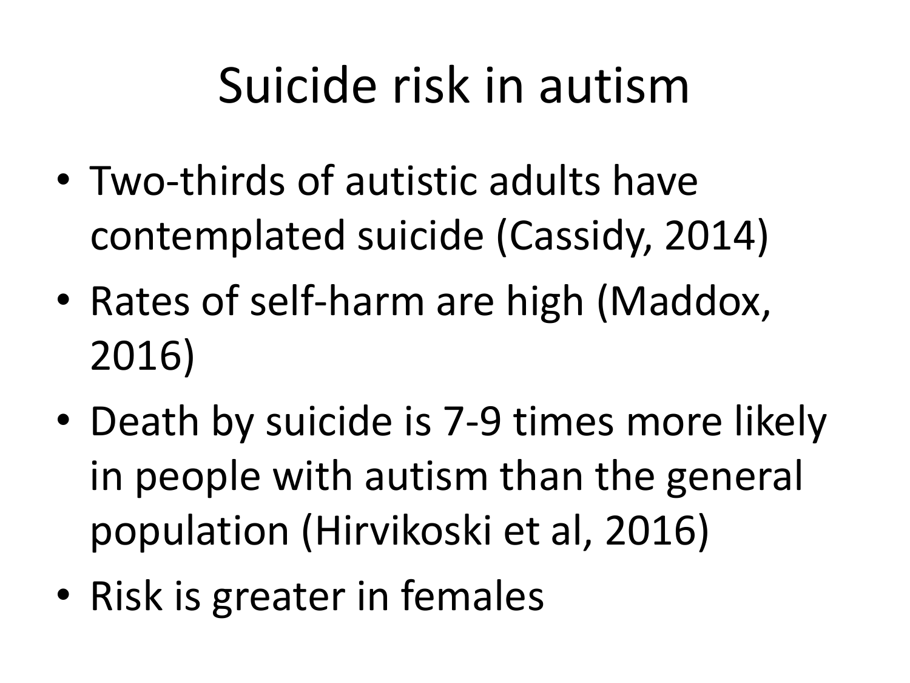# Suicide risk in autism

- Two-thirds of autistic adults have contemplated suicide (Cassidy, 2014)
- Rates of self-harm are high (Maddox, 2016)
- Death by suicide is 7-9 times more likely in people with autism than the general population (Hirvikoski et al, 2016)
- Risk is greater in females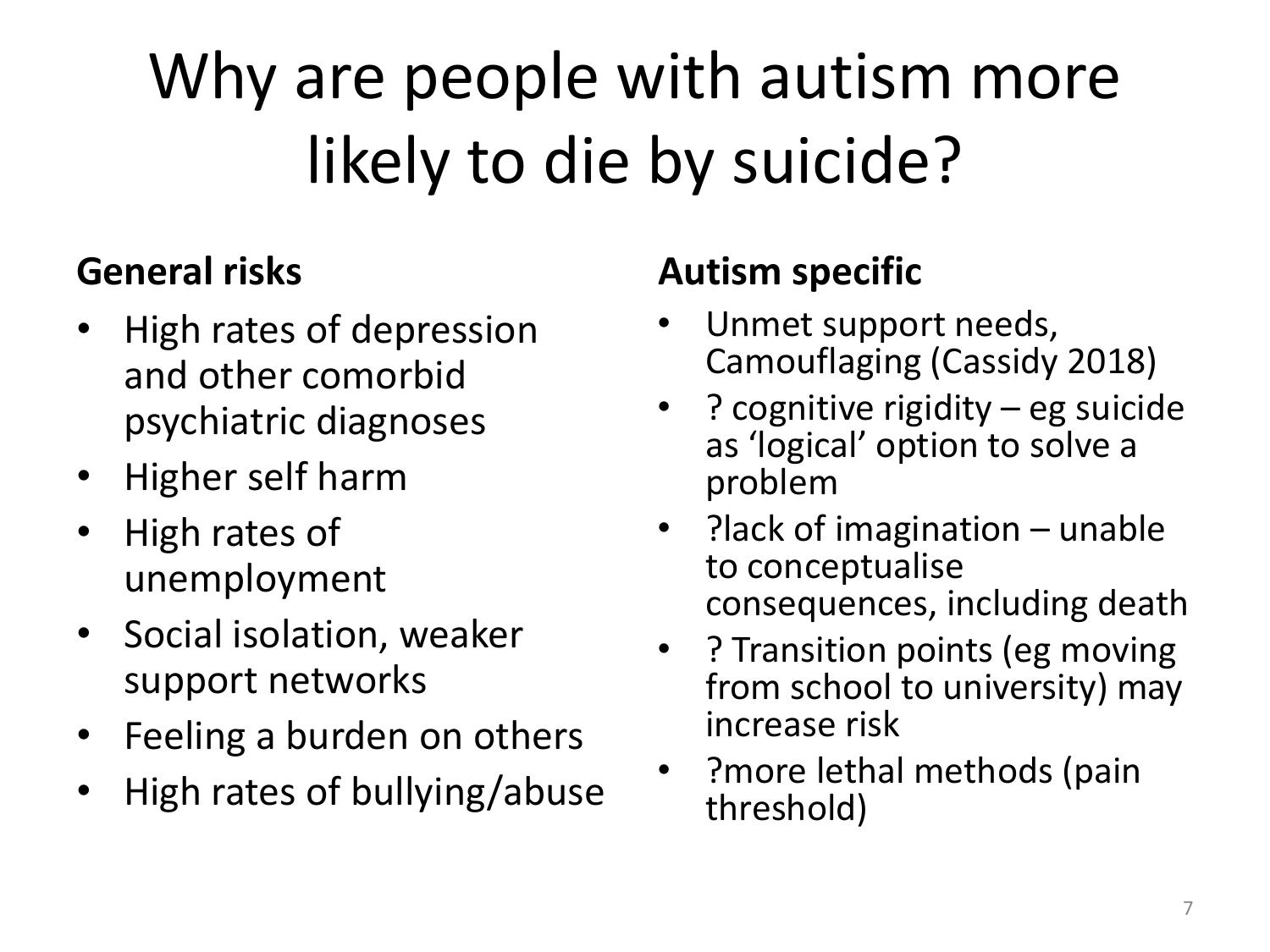# Why are people with autism more likely to die by suicide?

**General risks**

- High rates of depression and other comorbid psychiatric diagnoses
- Higher self harm
- High rates of unemployment
- Social isolation, weaker support networks
- Feeling a burden on others
- High rates of bullying/abuse

**Autism specific**

- Unmet support needs, Camouflaging (Cassidy 2018)
- ? cognitive rigidity – eg suicide as 'logical' option to solve a problem
- ?lack of imagination – unable to conceptualise consequences, including death
- ? Transition points (eg moving from school to university) may increase risk
- ?more lethal methods (pain threshold)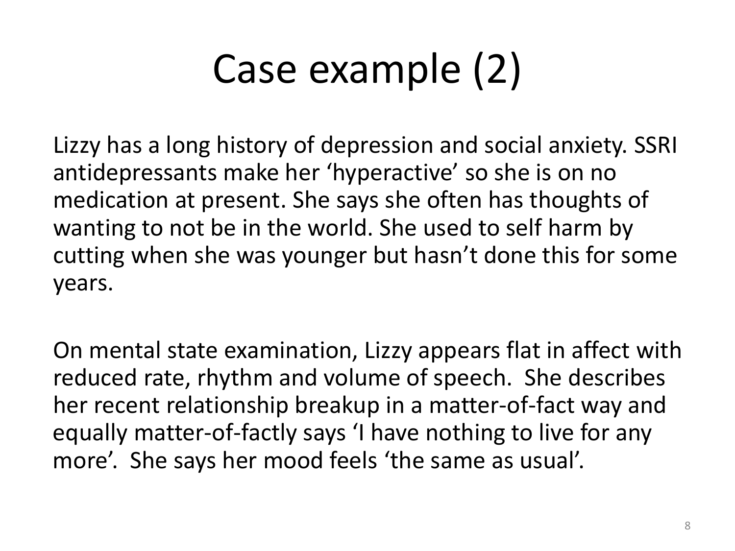# Case example (2)

Lizzy has a long history of depression and social anxiety. SSRI antidepressants make her 'hyperactive' so she is on no medication at present. She says she often has thoughts of wanting to not be in the world. She used to self harm by cutting when she was younger but hasn't done this for some years.

On mental state examination, Lizzy appears flat in affect with reduced rate, rhythm and volume of speech. She describes her recent relationship breakup in a matter-of-fact way and equally matter-of-factly says 'I have nothing to live for any more'. She says her mood feels 'the same as usual'.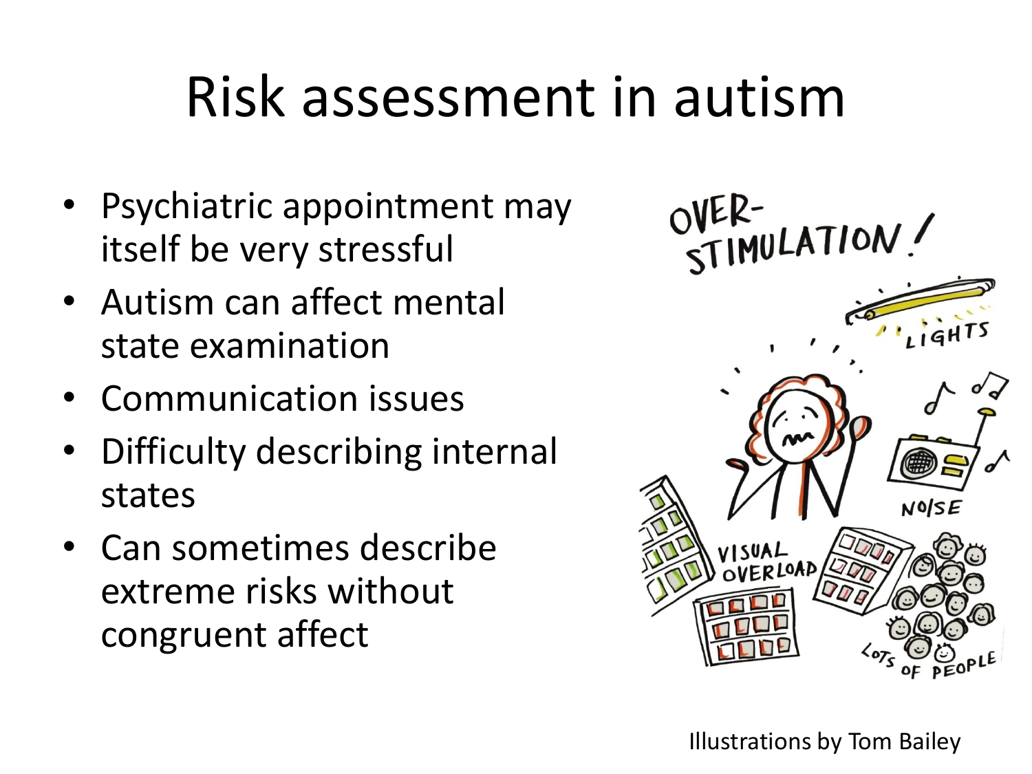# Risk assessment in autism

- Psychiatric appointment may itself be very stressful
- Autism can affect mental state examination
- Communication issues
- Difficulty describing internal states
- Can sometimes describe extreme risks without congruent affect

OVER-STIMULATION!

LIGHTS

NOISE

VISUAL OVERLOAD

LOTS OF PEOPLE

Illustrations by Tom Bailey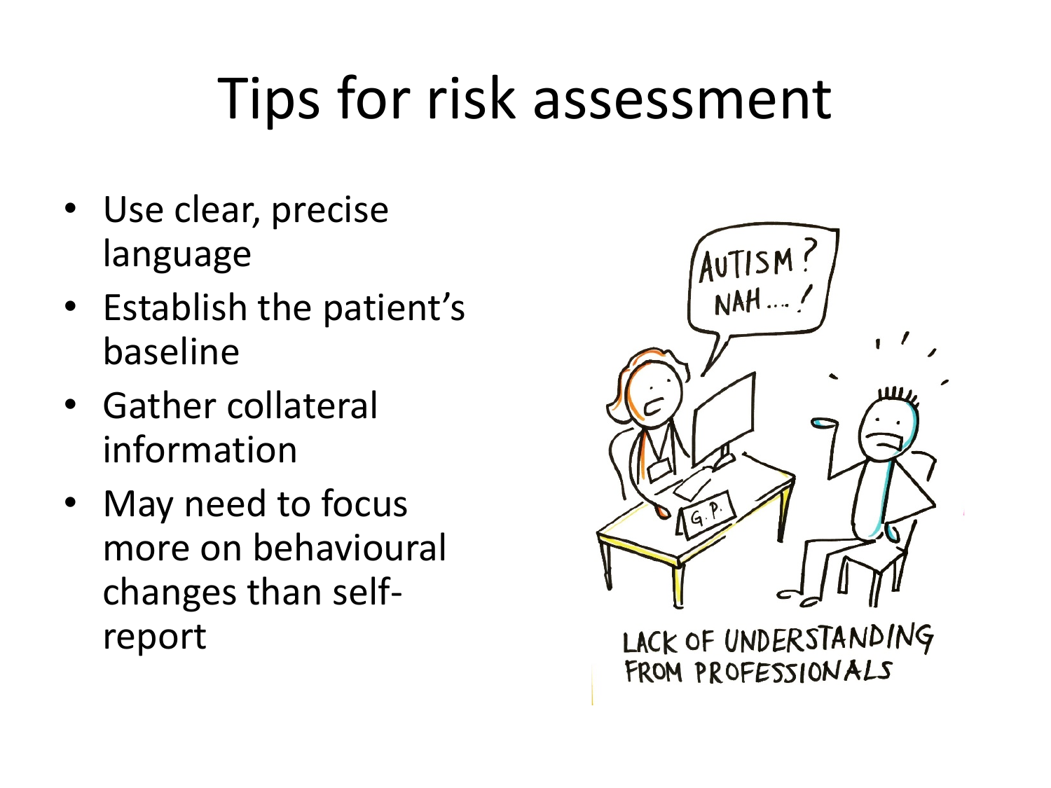# Tips for risk assessment

- Use clear, precise language
- Establish the patient's baseline
- Gather collateral information
- May need to focus more on behavioural changes than self-report

AUTISM? NAH....!

G.P.

LACK OF UNDERSTANDING FROM PROFESSIONALS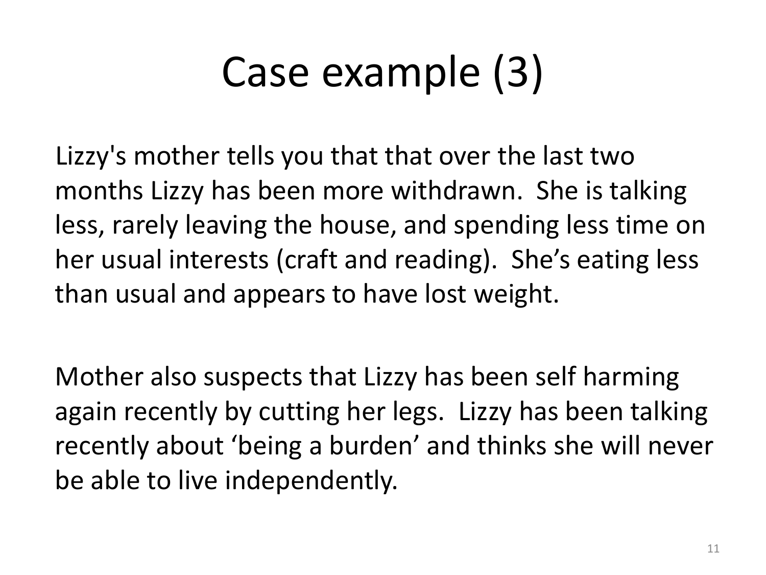# Case example (3)

Lizzy's mother tells you that that over the last two months Lizzy has been more withdrawn. She is talking less, rarely leaving the house, and spending less time on her usual interests (craft and reading). She's eating less than usual and appears to have lost weight.

Mother also suspects that Lizzy has been self harming again recently by cutting her legs. Lizzy has been talking recently about 'being a burden' and thinks she will never be able to live independently.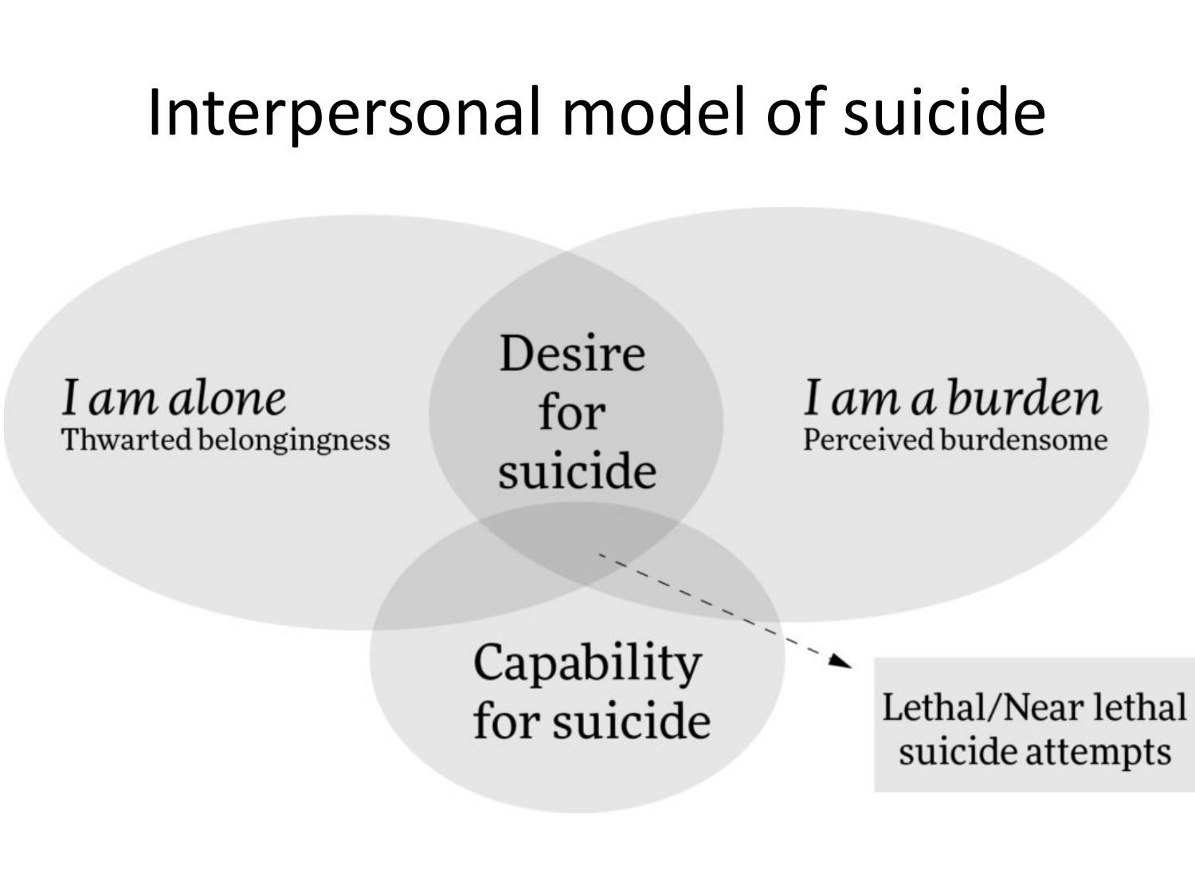# Interpersonal model of suicide

*I am alone*
Thwarted belongingness

Desire for suicide

*I am a burden*
Perceived burdensome

Capability for suicide

Lethal/Near lethal suicide attempts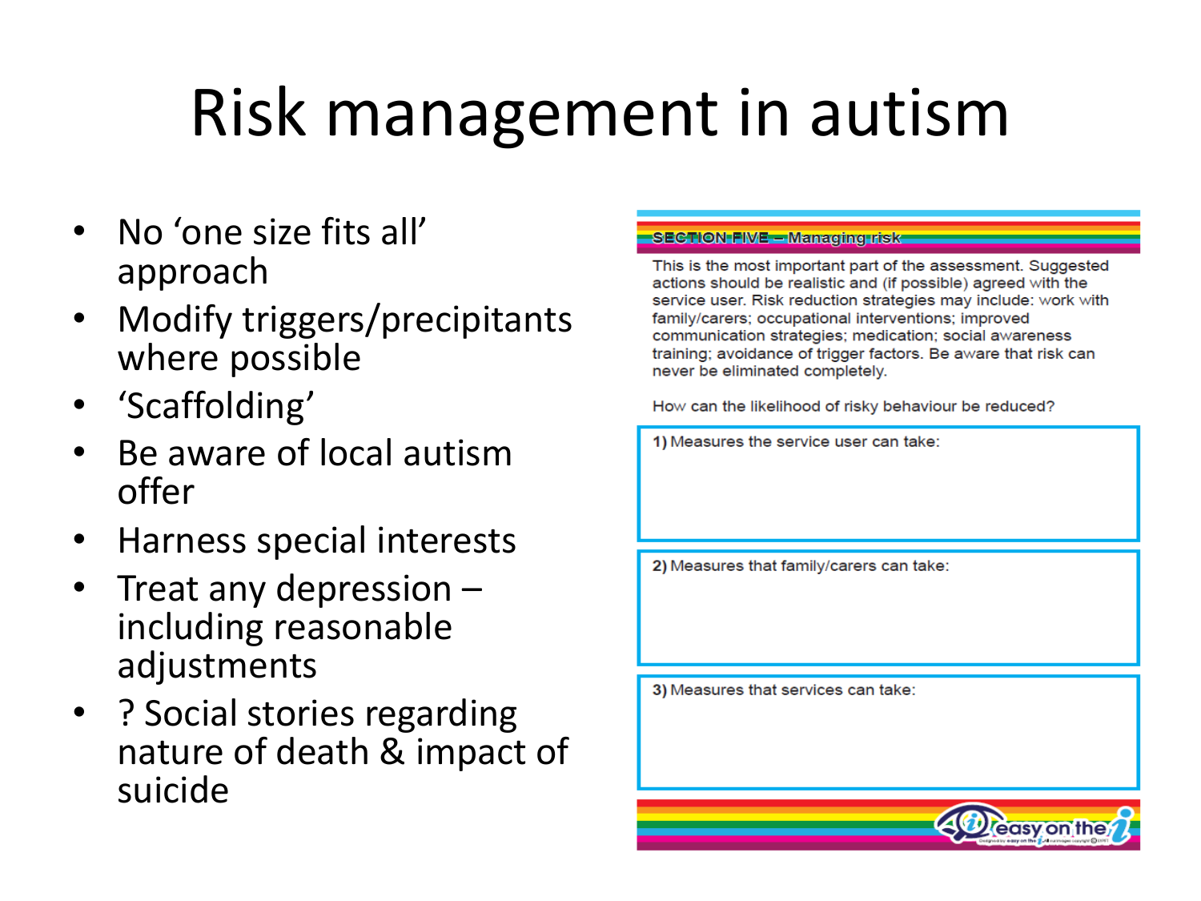# Risk management in autism

- No 'one size fits all' approach
- Modify triggers/precipitants where possible
- 'Scaffolding'
- Be aware of local autism offer
- Harness special interests
- Treat any depression – including reasonable adjustments
- ? Social stories regarding nature of death & impact of suicide

**SECTION FIVE – Managing risk**

This is the most important part of the assessment. Suggested actions should be realistic and (if possible) agreed with the service user. Risk reduction strategies may include: work with family/carers; occupational interventions; improved communication strategies; medication; social awareness training; avoidance of trigger factors. Be aware that risk can never be eliminated completely.

How can the likelihood of risky behaviour be reduced?

**1)** Measures the service user can take:

**2)** Measures that family/carers can take:

**3)** Measures that services can take:

easy on the i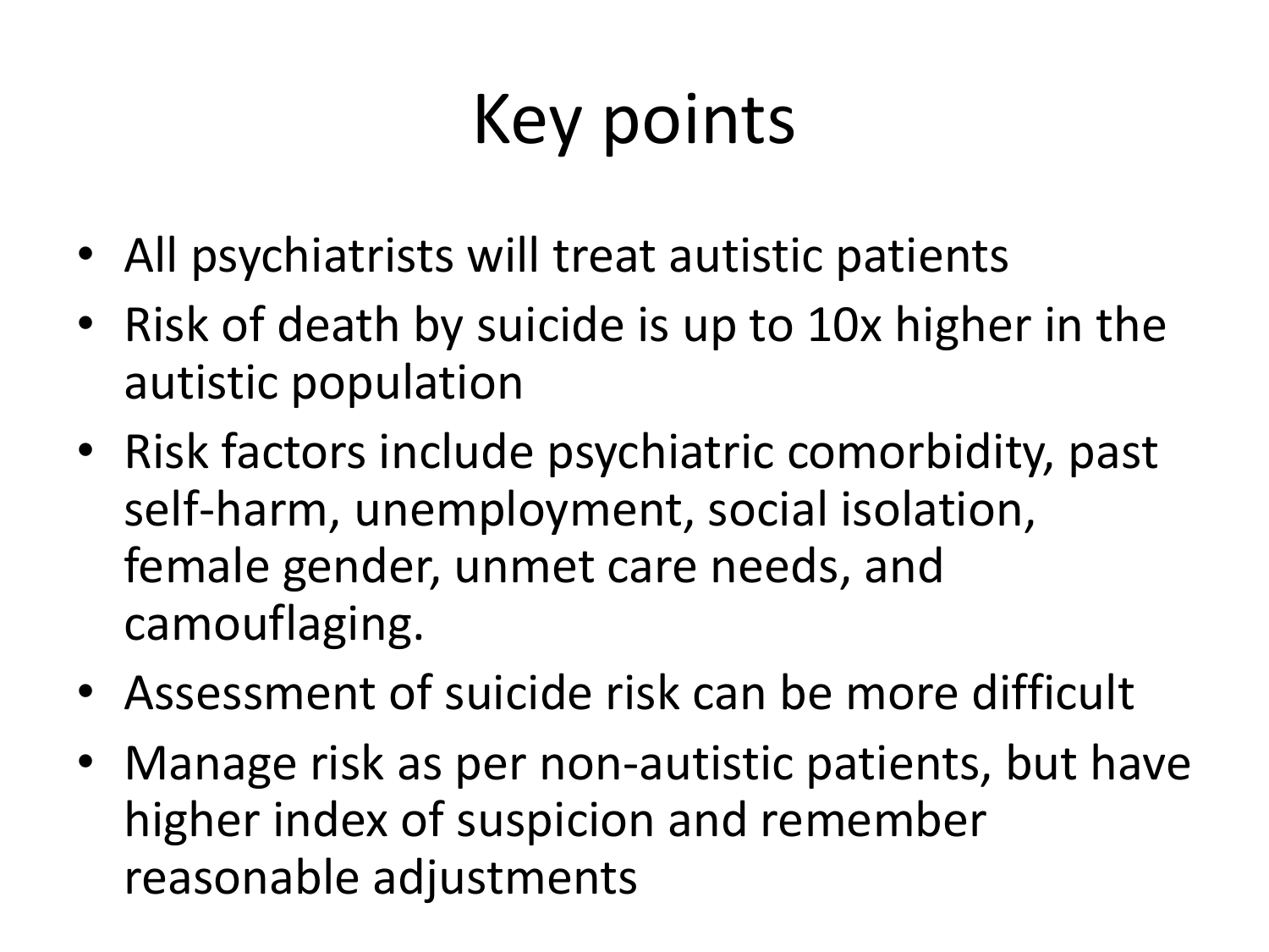# Key points

- All psychiatrists will treat autistic patients
- Risk of death by suicide is up to 10x higher in the autistic population
- Risk factors include psychiatric comorbidity, past self-harm, unemployment, social isolation, female gender, unmet care needs, and camouflaging.
- Assessment of suicide risk can be more difficult
- Manage risk as per non-autistic patients, but have higher index of suspicion and remember reasonable adjustments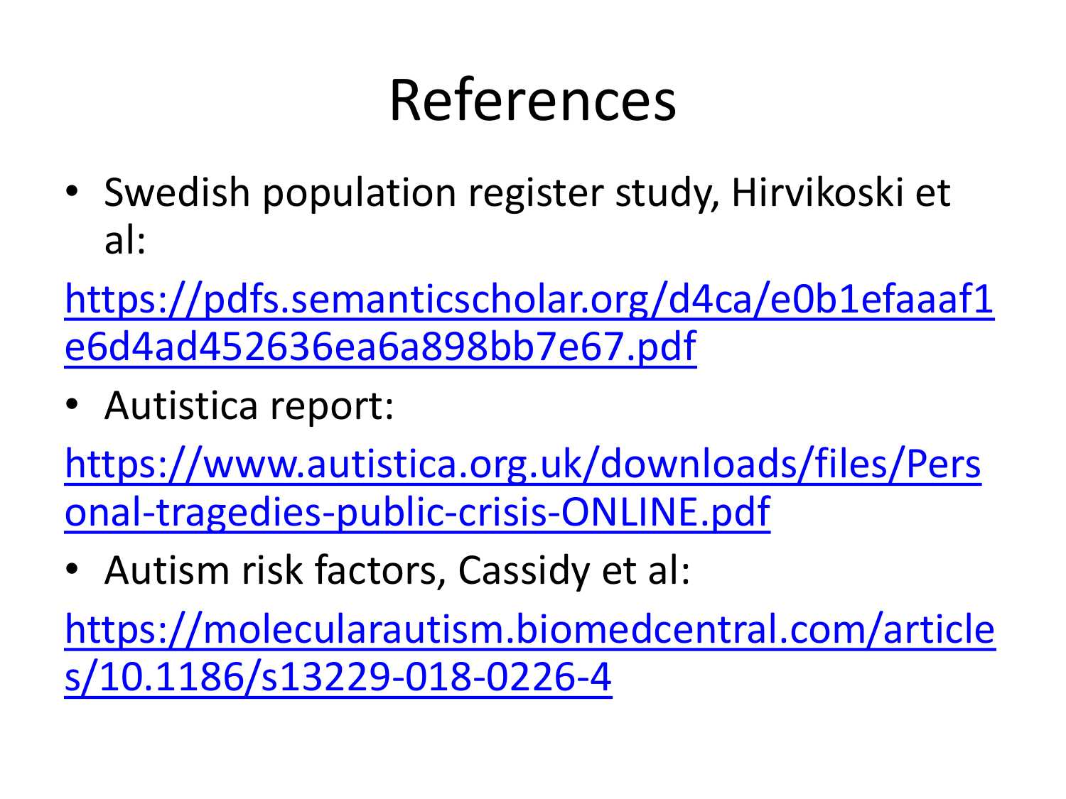# References

- Swedish population register study, Hirvikoski et al:

https://pdfs.semanticscholar.org/d4ca/e0b1efaaaf1e6d4ad452636ea6a898bb7e67.pdf

- Autistica report:

https://www.autistica.org.uk/downloads/files/Personal-tragedies-public-crisis-ONLINE.pdf

- Autism risk factors, Cassidy et al:

https://molecularautism.biomedcentral.com/articles/10.1186/s13229-018-0226-4